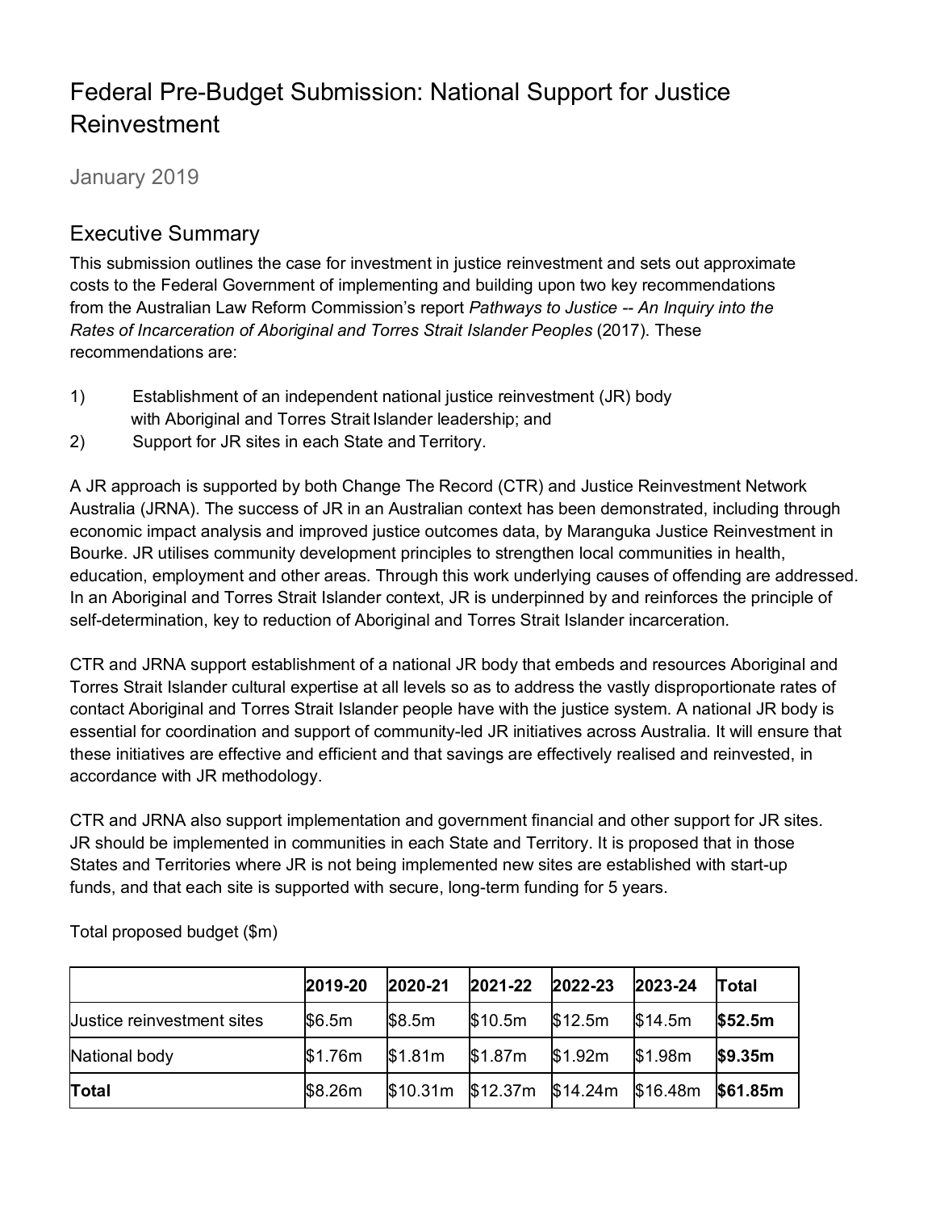# Federal Pre-Budget Submission: National Support for Justice Reinvestment

January 2019

## Executive Summary

This submission outlines the case for investment in justice reinvestment and sets out approximate costs to the Federal Government of implementing and building upon two key recommendations from the Australian Law Reform Commission's report *Pathways to Justice -- An Inquiry into the Rates of Incarceration of Aboriginal and Torres Strait Islander Peoples* (2017). These recommendations are:

1) Establishment of an independent national justice reinvestment (JR) body with Aboriginal and Torres Strait Islander leadership; and
2) Support for JR sites in each State and Territory.

A JR approach is supported by both Change The Record (CTR) and Justice Reinvestment Network Australia (JRNA). The success of JR in an Australian context has been demonstrated, including through economic impact analysis and improved justice outcomes data, by Maranguka Justice Reinvestment in Bourke. JR utilises community development principles to strengthen local communities in health, education, employment and other areas. Through this work underlying causes of offending are addressed. In an Aboriginal and Torres Strait Islander context, JR is underpinned by and reinforces the principle of self-determination, key to reduction of Aboriginal and Torres Strait Islander incarceration.

CTR and JRNA support establishment of a national JR body that embeds and resources Aboriginal and Torres Strait Islander cultural expertise at all levels so as to address the vastly disproportionate rates of contact Aboriginal and Torres Strait Islander people have with the justice system. A national JR body is essential for coordination and support of community-led JR initiatives across Australia. It will ensure that these initiatives are effective and efficient and that savings are effectively realised and reinvested, in accordance with JR methodology.

CTR and JRNA also support implementation and government financial and other support for JR sites. JR should be implemented in communities in each State and Territory. It is proposed that in those States and Territories where JR is not being implemented new sites are established with start-up funds, and that each site is supported with secure, long-term funding for 5 years.

Total proposed budget ($m)

| | **2019-20** | **2020-21** | **2021-22** | **2022-23** | **2023-24** | **Total** |
|---|---|---|---|---|---|---|
| Justice reinvestment sites | $6.5m | $8.5m | $10.5m | $12.5m | $14.5m | **$52.5m** |
| National body | $1.76m | $1.81m | $1.87m | $1.92m | $1.98m | **$9.35m** |
| **Total** | $8.26m | $10.31m | $12.37m | $14.24m | $16.48m | **$61.85m** |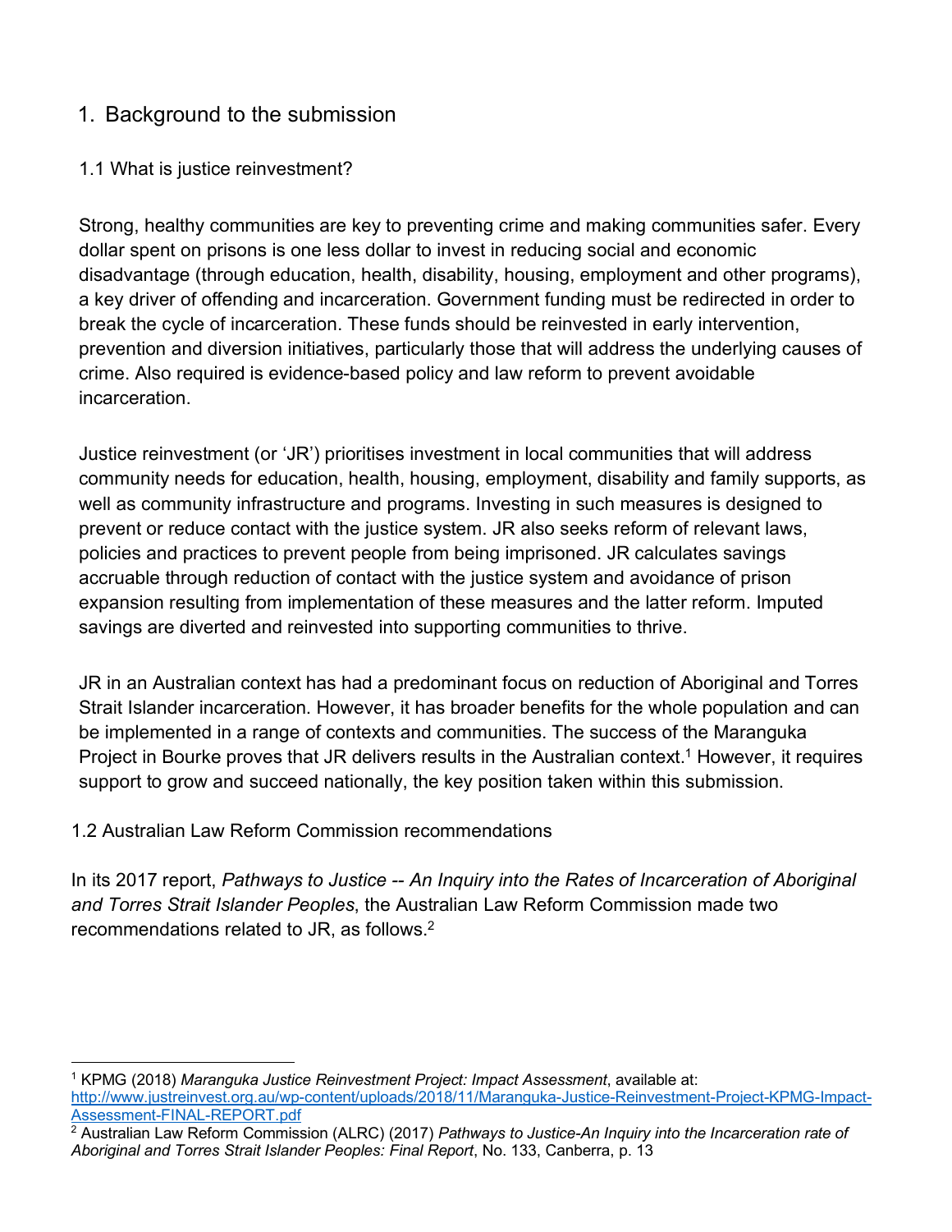## 1. Background to the submission

### 1.1 What is justice reinvestment?

Strong, healthy communities are key to preventing crime and making communities safer. Every dollar spent on prisons is one less dollar to invest in reducing social and economic disadvantage (through education, health, disability, housing, employment and other programs), a key driver of offending and incarceration. Government funding must be redirected in order to break the cycle of incarceration. These funds should be reinvested in early intervention, prevention and diversion initiatives, particularly those that will address the underlying causes of crime. Also required is evidence-based policy and law reform to prevent avoidable incarceration.

Justice reinvestment (or 'JR') prioritises investment in local communities that will address community needs for education, health, housing, employment, disability and family supports, as well as community infrastructure and programs. Investing in such measures is designed to prevent or reduce contact with the justice system. JR also seeks reform of relevant laws, policies and practices to prevent people from being imprisoned. JR calculates savings accruable through reduction of contact with the justice system and avoidance of prison expansion resulting from implementation of these measures and the latter reform. Imputed savings are diverted and reinvested into supporting communities to thrive.

JR in an Australian context has had a predominant focus on reduction of Aboriginal and Torres Strait Islander incarceration. However, it has broader benefits for the whole population and can be implemented in a range of contexts and communities. The success of the Maranguka Project in Bourke proves that JR delivers results in the Australian context.[1] However, it requires support to grow and succeed nationally, the key position taken within this submission.

### 1.2 Australian Law Reform Commission recommendations

In its 2017 report, *Pathways to Justice -- An Inquiry into the Rates of Incarceration of Aboriginal and Torres Strait Islander Peoples*, the Australian Law Reform Commission made two recommendations related to JR, as follows.[2]

---

[1] KPMG (2018) *Maranguka Justice Reinvestment Project: Impact Assessment*, available at: http://www.justreinvest.org.au/wp-content/uploads/2018/11/Maranguka-Justice-Reinvestment-Project-KPMG-Impact-Assessment-FINAL-REPORT.pdf

[2] Australian Law Reform Commission (ALRC) (2017) *Pathways to Justice-An Inquiry into the Incarceration rate of Aboriginal and Torres Strait Islander Peoples: Final Report*, No. 133, Canberra, p. 13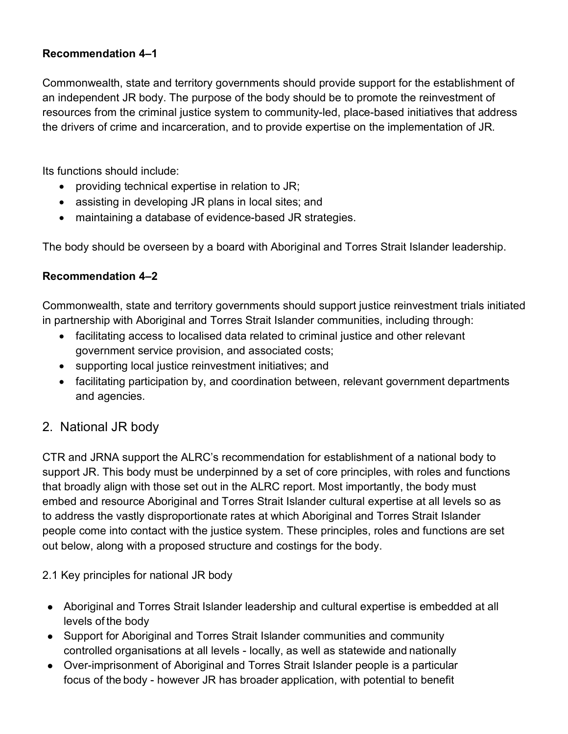**Recommendation 4–1**

Commonwealth, state and territory governments should provide support for the establishment of an independent JR body. The purpose of the body should be to promote the reinvestment of resources from the criminal justice system to community-led, place-based initiatives that address the drivers of crime and incarceration, and to provide expertise on the implementation of JR.

Its functions should include:

- providing technical expertise in relation to JR;
- assisting in developing JR plans in local sites; and
- maintaining a database of evidence-based JR strategies.

The body should be overseen by a board with Aboriginal and Torres Strait Islander leadership.

**Recommendation 4–2**

Commonwealth, state and territory governments should support justice reinvestment trials initiated in partnership with Aboriginal and Torres Strait Islander communities, including through:

- facilitating access to localised data related to criminal justice and other relevant government service provision, and associated costs;
- supporting local justice reinvestment initiatives; and
- facilitating participation by, and coordination between, relevant government departments and agencies.

## 2. National JR body

CTR and JRNA support the ALRC's recommendation for establishment of a national body to support JR. This body must be underpinned by a set of core principles, with roles and functions that broadly align with those set out in the ALRC report. Most importantly, the body must embed and resource Aboriginal and Torres Strait Islander cultural expertise at all levels so as to address the vastly disproportionate rates at which Aboriginal and Torres Strait Islander people come into contact with the justice system. These principles, roles and functions are set out below, along with a proposed structure and costings for the body.

### 2.1 Key principles for national JR body

- Aboriginal and Torres Strait Islander leadership and cultural expertise is embedded at all levels of the body
- Support for Aboriginal and Torres Strait Islander communities and community controlled organisations at all levels - locally, as well as statewide and nationally
- Over-imprisonment of Aboriginal and Torres Strait Islander people is a particular focus of the body - however JR has broader application, with potential to benefit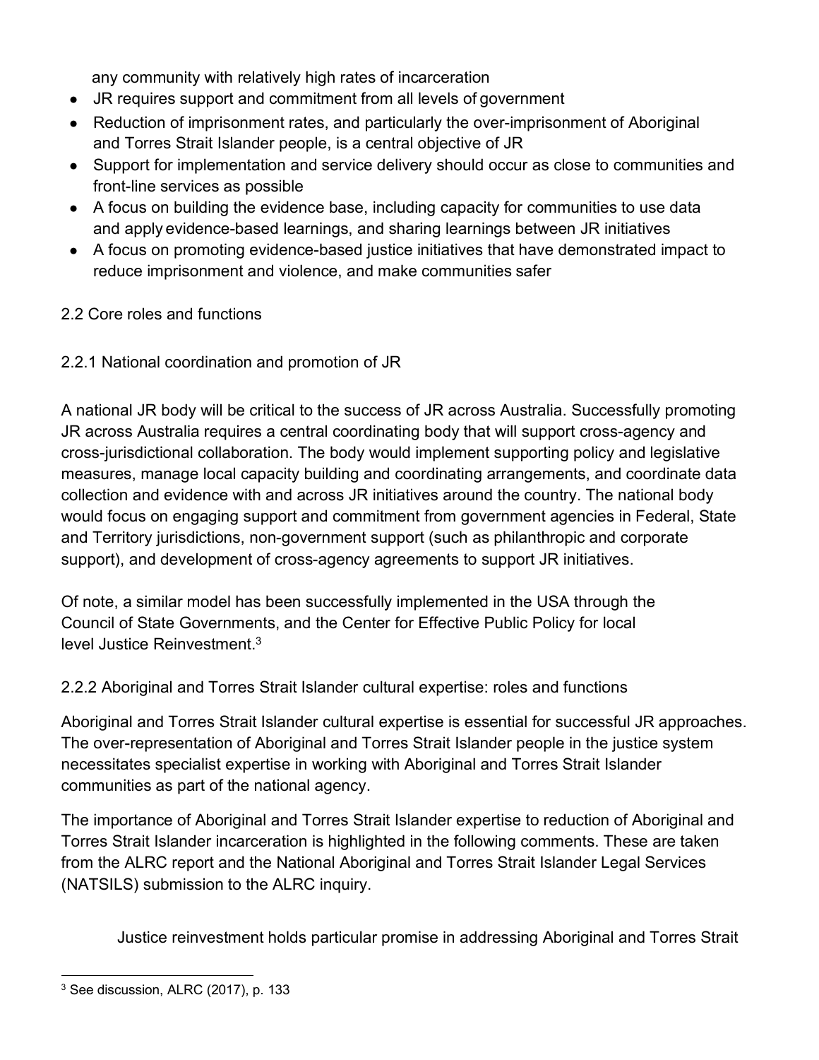any community with relatively high rates of incarceration

- JR requires support and commitment from all levels of government
- Reduction of imprisonment rates, and particularly the over-imprisonment of Aboriginal and Torres Strait Islander people, is a central objective of JR
- Support for implementation and service delivery should occur as close to communities and front-line services as possible
- A focus on building the evidence base, including capacity for communities to use data and apply evidence-based learnings, and sharing learnings between JR initiatives
- A focus on promoting evidence-based justice initiatives that have demonstrated impact to reduce imprisonment and violence, and make communities safer

### 2.2 Core roles and functions

#### 2.2.1 National coordination and promotion of JR

A national JR body will be critical to the success of JR across Australia. Successfully promoting JR across Australia requires a central coordinating body that will support cross-agency and cross-jurisdictional collaboration. The body would implement supporting policy and legislative measures, manage local capacity building and coordinating arrangements, and coordinate data collection and evidence with and across JR initiatives around the country. The national body would focus on engaging support and commitment from government agencies in Federal, State and Territory jurisdictions, non-government support (such as philanthropic and corporate support), and development of cross-agency agreements to support JR initiatives.

Of note, a similar model has been successfully implemented in the USA through the Council of State Governments, and the Center for Effective Public Policy for local level Justice Reinvestment.[3]

#### 2.2.2 Aboriginal and Torres Strait Islander cultural expertise: roles and functions

Aboriginal and Torres Strait Islander cultural expertise is essential for successful JR approaches. The over-representation of Aboriginal and Torres Strait Islander people in the justice system necessitates specialist expertise in working with Aboriginal and Torres Strait Islander communities as part of the national agency.

The importance of Aboriginal and Torres Strait Islander expertise to reduction of Aboriginal and Torres Strait Islander incarceration is highlighted in the following comments. These are taken from the ALRC report and the National Aboriginal and Torres Strait Islander Legal Services (NATSILS) submission to the ALRC inquiry.

> Justice reinvestment holds particular promise in addressing Aboriginal and Torres Strait

---

[3] See discussion, ALRC (2017), p. 133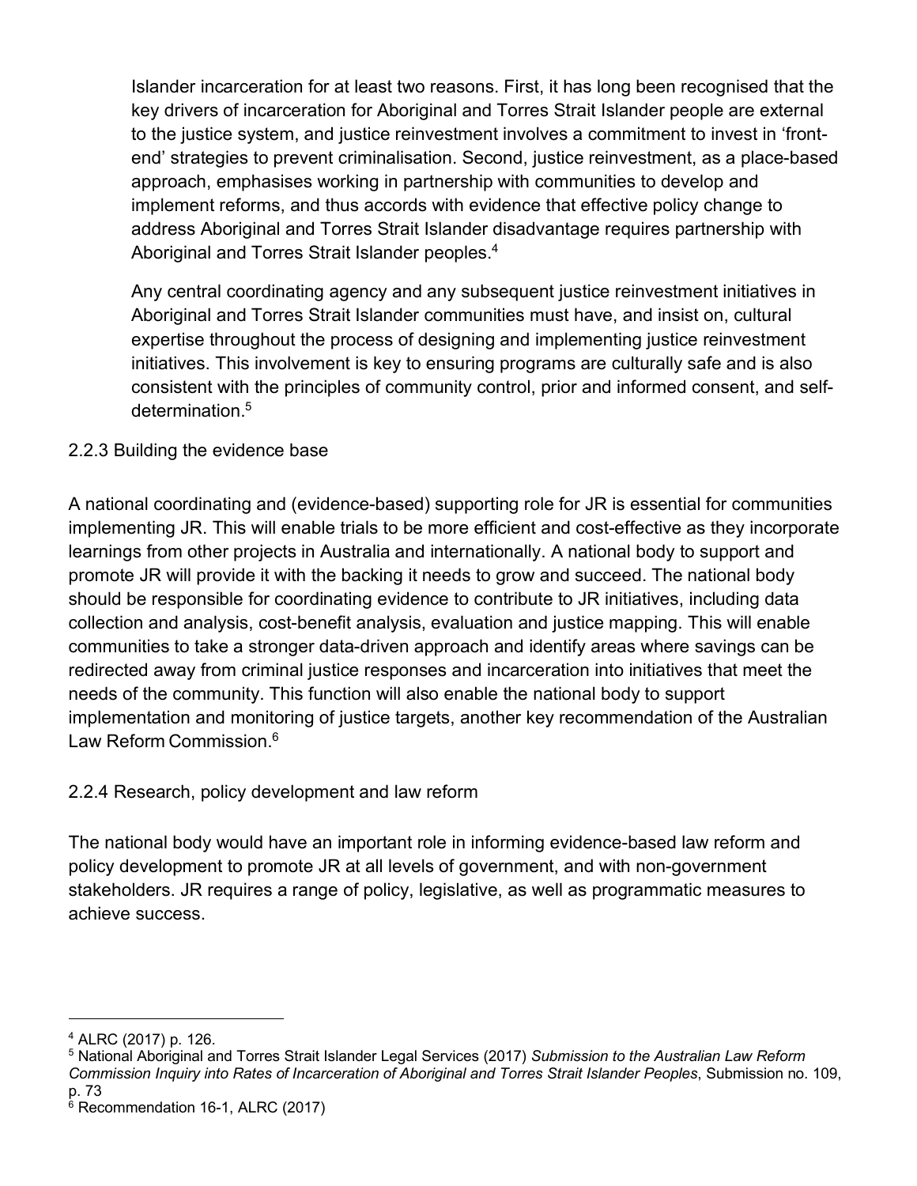Islander incarceration for at least two reasons. First, it has long been recognised that the key drivers of incarceration for Aboriginal and Torres Strait Islander people are external to the justice system, and justice reinvestment involves a commitment to invest in 'front-end' strategies to prevent criminalisation. Second, justice reinvestment, as a place-based approach, emphasises working in partnership with communities to develop and implement reforms, and thus accords with evidence that effective policy change to address Aboriginal and Torres Strait Islander disadvantage requires partnership with Aboriginal and Torres Strait Islander peoples.[4]

Any central coordinating agency and any subsequent justice reinvestment initiatives in Aboriginal and Torres Strait Islander communities must have, and insist on, cultural expertise throughout the process of designing and implementing justice reinvestment initiatives. This involvement is key to ensuring programs are culturally safe and is also consistent with the principles of community control, prior and informed consent, and self-determination.[5]

### 2.2.3 Building the evidence base

A national coordinating and (evidence-based) supporting role for JR is essential for communities implementing JR. This will enable trials to be more efficient and cost-effective as they incorporate learnings from other projects in Australia and internationally. A national body to support and promote JR will provide it with the backing it needs to grow and succeed. The national body should be responsible for coordinating evidence to contribute to JR initiatives, including data collection and analysis, cost-benefit analysis, evaluation and justice mapping. This will enable communities to take a stronger data-driven approach and identify areas where savings can be redirected away from criminal justice responses and incarceration into initiatives that meet the needs of the community. This function will also enable the national body to support implementation and monitoring of justice targets, another key recommendation of the Australian Law Reform Commission.[6]

### 2.2.4 Research, policy development and law reform

The national body would have an important role in informing evidence-based law reform and policy development to promote JR at all levels of government, and with non-government stakeholders. JR requires a range of policy, legislative, as well as programmatic measures to achieve success.

---

[4] ALRC (2017) p. 126.

[5] National Aboriginal and Torres Strait Islander Legal Services (2017) *Submission to the Australian Law Reform Commission Inquiry into Rates of Incarceration of Aboriginal and Torres Strait Islander Peoples*, Submission no. 109, p. 73

[6] Recommendation 16-1, ALRC (2017)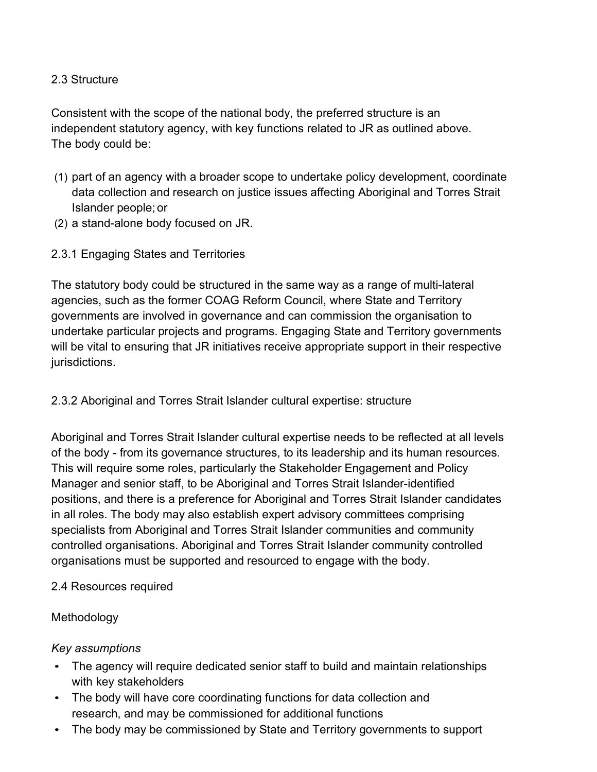## 2.3 Structure

Consistent with the scope of the national body, the preferred structure is an independent statutory agency, with key functions related to JR as outlined above. The body could be:

(1) part of an agency with a broader scope to undertake policy development, coordinate data collection and research on justice issues affecting Aboriginal and Torres Strait Islander people; or
(2) a stand-alone body focused on JR.

### 2.3.1 Engaging States and Territories

The statutory body could be structured in the same way as a range of multi-lateral agencies, such as the former COAG Reform Council, where State and Territory governments are involved in governance and can commission the organisation to undertake particular projects and programs. Engaging State and Territory governments will be vital to ensuring that JR initiatives receive appropriate support in their respective jurisdictions.

### 2.3.2 Aboriginal and Torres Strait Islander cultural expertise: structure

Aboriginal and Torres Strait Islander cultural expertise needs to be reflected at all levels of the body - from its governance structures, to its leadership and its human resources. This will require some roles, particularly the Stakeholder Engagement and Policy Manager and senior staff, to be Aboriginal and Torres Strait Islander-identified positions, and there is a preference for Aboriginal and Torres Strait Islander candidates in all roles. The body may also establish expert advisory committees comprising specialists from Aboriginal and Torres Strait Islander communities and community controlled organisations. Aboriginal and Torres Strait Islander community controlled organisations must be supported and resourced to engage with the body.

## 2.4 Resources required

Methodology

*Key assumptions*

- The agency will require dedicated senior staff to build and maintain relationships with key stakeholders
- The body will have core coordinating functions for data collection and research, and may be commissioned for additional functions
- The body may be commissioned by State and Territory governments to support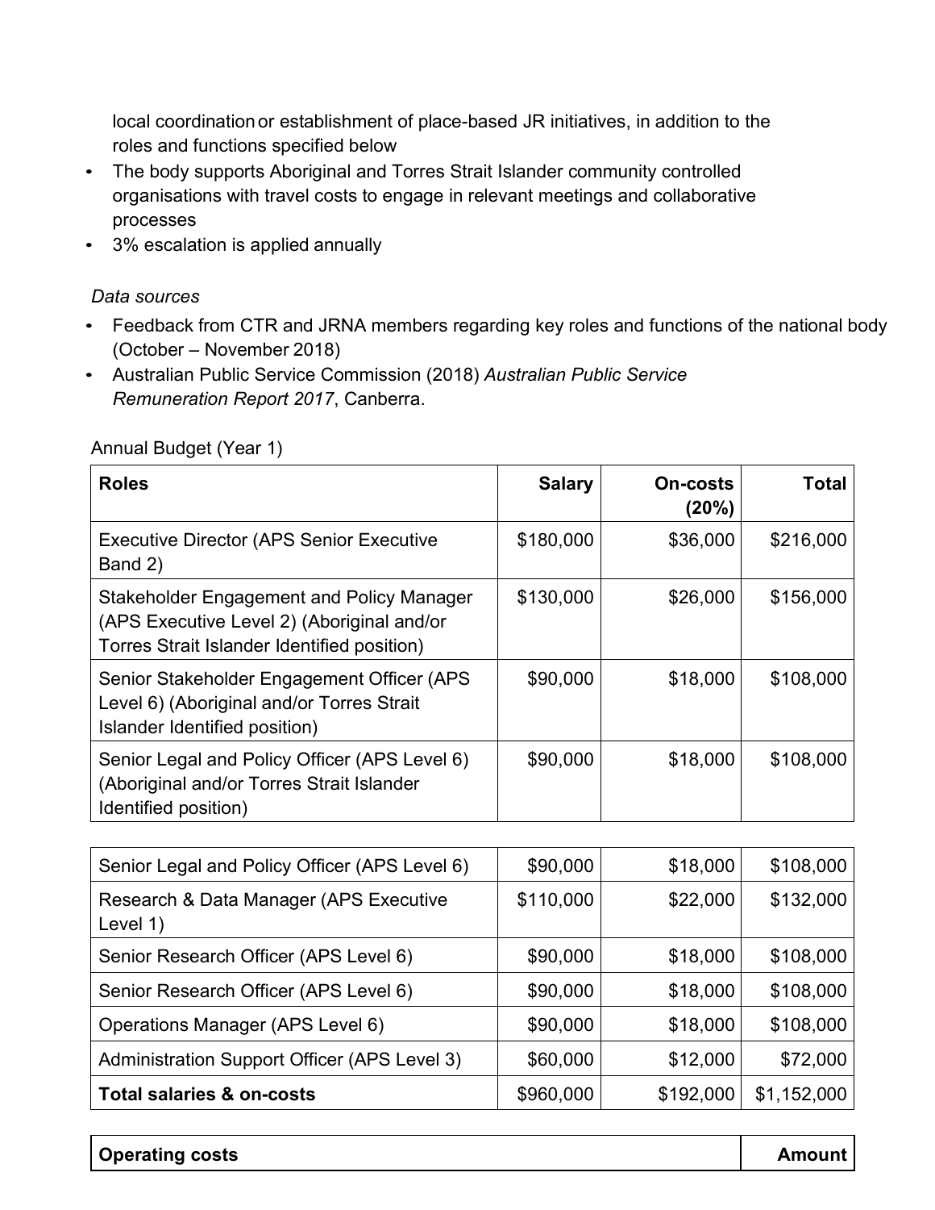local coordination or establishment of place-based JR initiatives, in addition to the roles and functions specified below

- The body supports Aboriginal and Torres Strait Islander community controlled organisations with travel costs to engage in relevant meetings and collaborative processes
- 3% escalation is applied annually

*Data sources*

- Feedback from CTR and JRNA members regarding key roles and functions of the national body (October – November 2018)
- Australian Public Service Commission (2018) *Australian Public Service Remuneration Report 2017*, Canberra.

Annual Budget (Year 1)

| **Roles** | **Salary** | **On-costs (20%)** | **Total** |
|---|---|---|---|
| Executive Director (APS Senior Executive Band 2) | $180,000 | $36,000 | $216,000 |
| Stakeholder Engagement and Policy Manager (APS Executive Level 2) (Aboriginal and/or Torres Strait Islander Identified position) | $130,000 | $26,000 | $156,000 |
| Senior Stakeholder Engagement Officer (APS Level 6) (Aboriginal and/or Torres Strait Islander Identified position) | $90,000 | $18,000 | $108,000 |
| Senior Legal and Policy Officer (APS Level 6) (Aboriginal and/or Torres Strait Islander Identified position) | $90,000 | $18,000 | $108,000 |
| Senior Legal and Policy Officer (APS Level 6) | $90,000 | $18,000 | $108,000 |
| Research & Data Manager (APS Executive Level 1) | $110,000 | $22,000 | $132,000 |
| Senior Research Officer (APS Level 6) | $90,000 | $18,000 | $108,000 |
| Senior Research Officer (APS Level 6) | $90,000 | $18,000 | $108,000 |
| Operations Manager (APS Level 6) | $90,000 | $18,000 | $108,000 |
| Administration Support Officer (APS Level 3) | $60,000 | $12,000 | $72,000 |
| **Total salaries & on-costs** | $960,000 | $192,000 | $1,152,000 |

| **Operating costs** | **Amount** |
|---|---|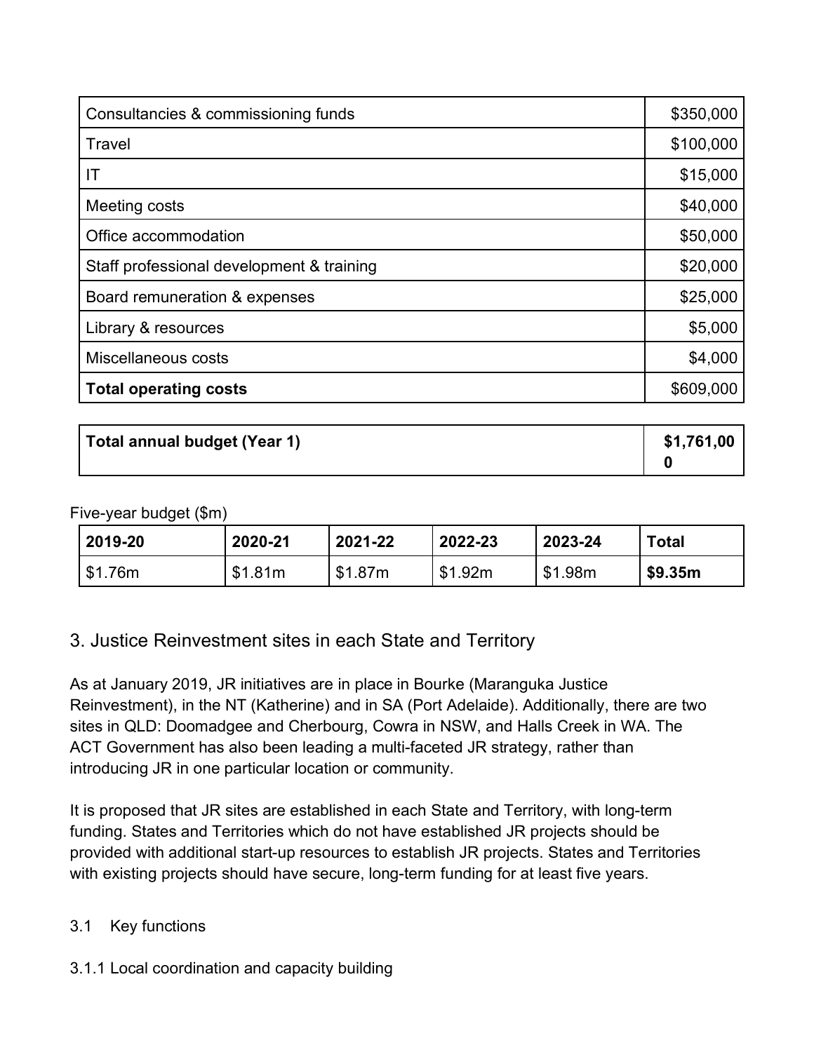| | |
|---|---|
| Consultancies & commissioning funds | $350,000 |
| Travel | $100,000 |
| IT | $15,000 |
| Meeting costs | $40,000 |
| Office accommodation | $50,000 |
| Staff professional development & training | $20,000 |
| Board remuneration & expenses | $25,000 |
| Library & resources | $5,000 |
| Miscellaneous costs | $4,000 |
| **Total operating costs** | $609,000 |

| | |
|---|---|
| **Total annual budget (Year 1)** | **$1,761,000** |

Five-year budget ($m)

| 2019-20 | 2020-21 | 2021-22 | 2022-23 | 2023-24 | Total |
|---|---|---|---|---|---|
| $1.76m | $1.81m | $1.87m | $1.92m | $1.98m | **$9.35m** |

## 3. Justice Reinvestment sites in each State and Territory

As at January 2019, JR initiatives are in place in Bourke (Maranguka Justice Reinvestment), in the NT (Katherine) and in SA (Port Adelaide). Additionally, there are two sites in QLD: Doomadgee and Cherbourg, Cowra in NSW, and Halls Creek in WA. The ACT Government has also been leading a multi-faceted JR strategy, rather than introducing JR in one particular location or community.

It is proposed that JR sites are established in each State and Territory, with long-term funding. States and Territories which do not have established JR projects should be provided with additional start-up resources to establish JR projects. States and Territories with existing projects should have secure, long-term funding for at least five years.

### 3.1 Key functions

#### 3.1.1 Local coordination and capacity building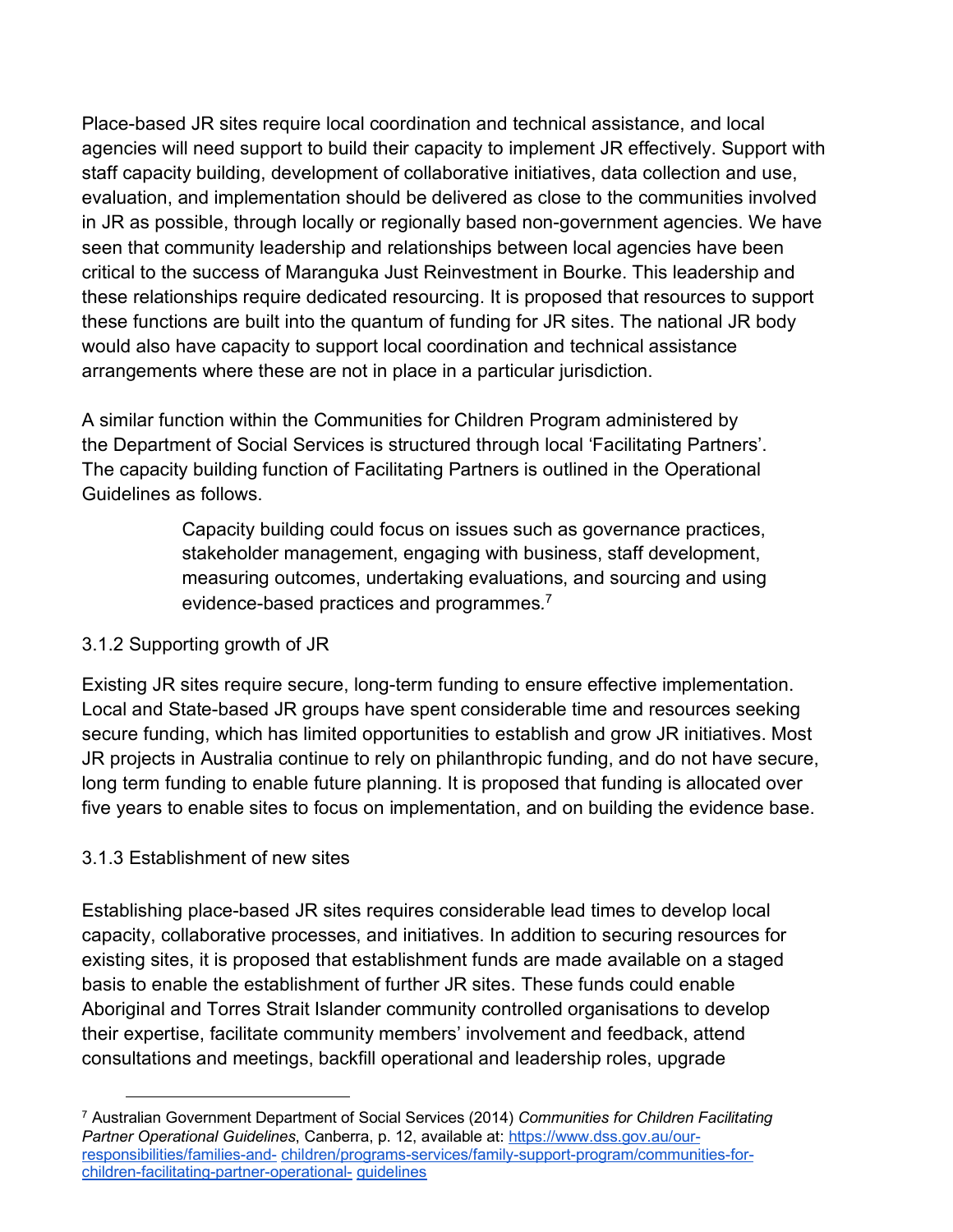Place-based JR sites require local coordination and technical assistance, and local agencies will need support to build their capacity to implement JR effectively. Support with staff capacity building, development of collaborative initiatives, data collection and use, evaluation, and implementation should be delivered as close to the communities involved in JR as possible, through locally or regionally based non-government agencies. We have seen that community leadership and relationships between local agencies have been critical to the success of Maranguka Just Reinvestment in Bourke. This leadership and these relationships require dedicated resourcing. It is proposed that resources to support these functions are built into the quantum of funding for JR sites. The national JR body would also have capacity to support local coordination and technical assistance arrangements where these are not in place in a particular jurisdiction.

A similar function within the Communities for Children Program administered by the Department of Social Services is structured through local 'Facilitating Partners'. The capacity building function of Facilitating Partners is outlined in the Operational Guidelines as follows.

> Capacity building could focus on issues such as governance practices, stakeholder management, engaging with business, staff development, measuring outcomes, undertaking evaluations, and sourcing and using evidence-based practices and programmes.[7]

### 3.1.2 Supporting growth of JR

Existing JR sites require secure, long-term funding to ensure effective implementation. Local and State-based JR groups have spent considerable time and resources seeking secure funding, which has limited opportunities to establish and grow JR initiatives. Most JR projects in Australia continue to rely on philanthropic funding, and do not have secure, long term funding to enable future planning. It is proposed that funding is allocated over five years to enable sites to focus on implementation, and on building the evidence base.

### 3.1.3 Establishment of new sites

Establishing place-based JR sites requires considerable lead times to develop local capacity, collaborative processes, and initiatives. In addition to securing resources for existing sites, it is proposed that establishment funds are made available on a staged basis to enable the establishment of further JR sites. These funds could enable Aboriginal and Torres Strait Islander community controlled organisations to develop their expertise, facilitate community members' involvement and feedback, attend consultations and meetings, backfill operational and leadership roles, upgrade

---

[7] Australian Government Department of Social Services (2014) *Communities for Children Facilitating Partner Operational Guidelines*, Canberra, p. 12, available at: https://www.dss.gov.au/our-responsibilities/families-and-children/programs-services/family-support-program/communities-for-children-facilitating-partner-operational-guidelines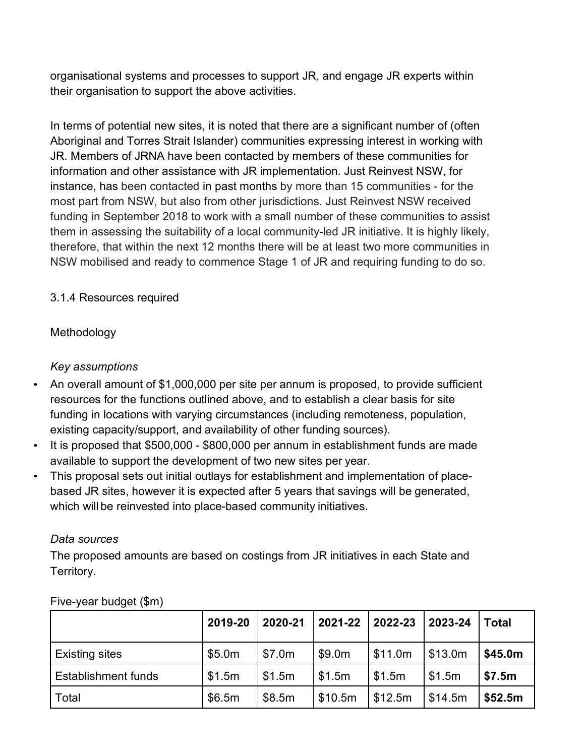organisational systems and processes to support JR, and engage JR experts within their organisation to support the above activities.

In terms of potential new sites, it is noted that there are a significant number of (often Aboriginal and Torres Strait Islander) communities expressing interest in working with JR. Members of JRNA have been contacted by members of these communities for information and other assistance with JR implementation. Just Reinvest NSW, for instance, has been contacted in past months by more than 15 communities - for the most part from NSW, but also from other jurisdictions. Just Reinvest NSW received funding in September 2018 to work with a small number of these communities to assist them in assessing the suitability of a local community-led JR initiative. It is highly likely, therefore, that within the next 12 months there will be at least two more communities in NSW mobilised and ready to commence Stage 1 of JR and requiring funding to do so.

### 3.1.4 Resources required

Methodology

*Key assumptions*

- An overall amount of $1,000,000 per site per annum is proposed, to provide sufficient resources for the functions outlined above, and to establish a clear basis for site funding in locations with varying circumstances (including remoteness, population, existing capacity/support, and availability of other funding sources).
- It is proposed that $500,000 - $800,000 per annum in establishment funds are made available to support the development of two new sites per year.
- This proposal sets out initial outlays for establishment and implementation of place-based JR sites, however it is expected after 5 years that savings will be generated, which will be reinvested into place-based community initiatives.

*Data sources*

The proposed amounts are based on costings from JR initiatives in each State and Territory.

Five-year budget ($m)

| | **2019-20** | **2020-21** | **2021-22** | **2022-23** | **2023-24** | **Total** |
|---|---|---|---|---|---|---|
| Existing sites | $5.0m | $7.0m | $9.0m | $11.0m | $13.0m | **$45.0m** |
| Establishment funds | $1.5m | $1.5m | $1.5m | $1.5m | $1.5m | **$7.5m** |
| Total | $6.5m | $8.5m | $10.5m | $12.5m | $14.5m | **$52.5m** |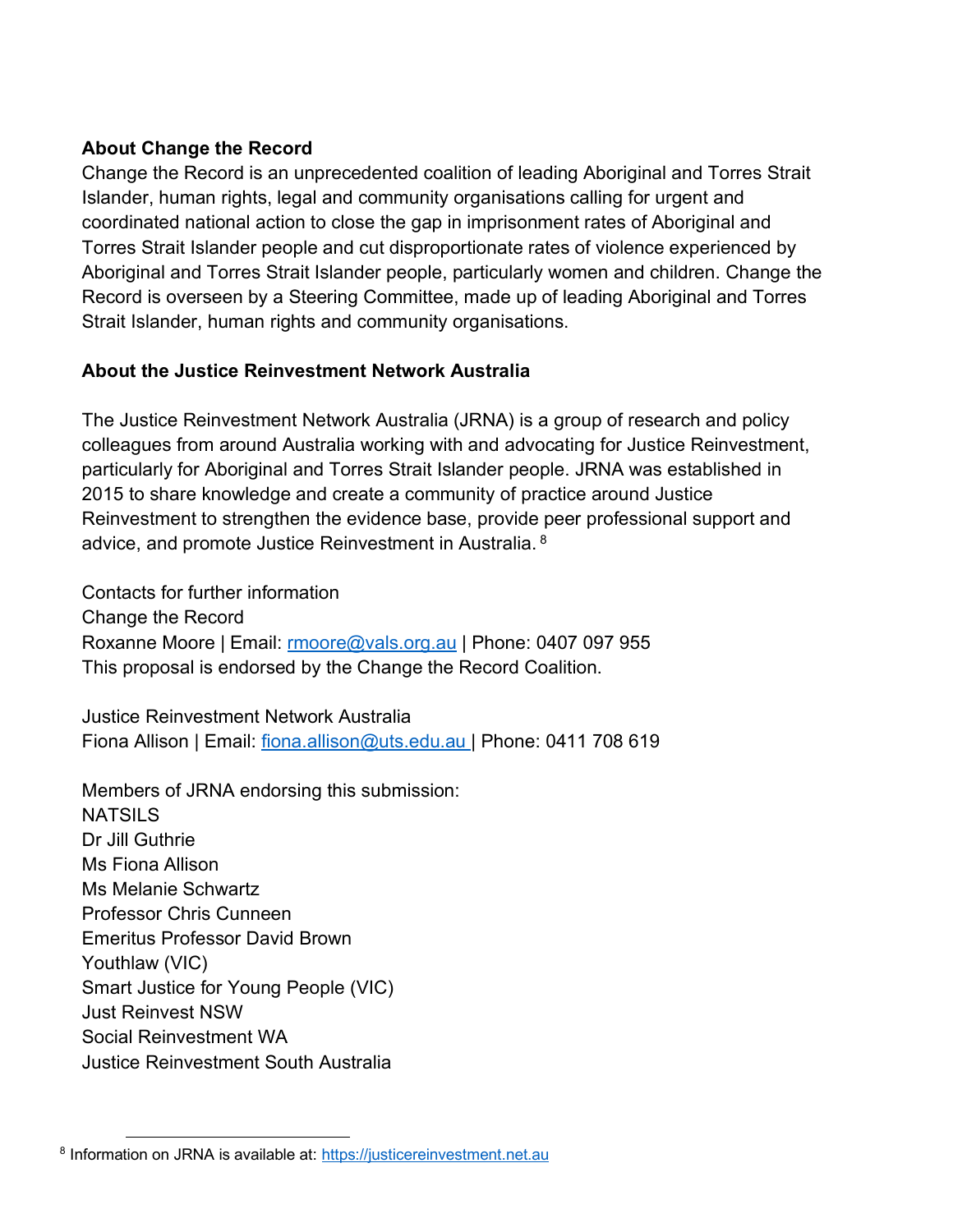**About Change the Record**

Change the Record is an unprecedented coalition of leading Aboriginal and Torres Strait Islander, human rights, legal and community organisations calling for urgent and coordinated national action to close the gap in imprisonment rates of Aboriginal and Torres Strait Islander people and cut disproportionate rates of violence experienced by Aboriginal and Torres Strait Islander people, particularly women and children. Change the Record is overseen by a Steering Committee, made up of leading Aboriginal and Torres Strait Islander, human rights and community organisations.

**About the Justice Reinvestment Network Australia**

The Justice Reinvestment Network Australia (JRNA) is a group of research and policy colleagues from around Australia working with and advocating for Justice Reinvestment, particularly for Aboriginal and Torres Strait Islander people. JRNA was established in 2015 to share knowledge and create a community of practice around Justice Reinvestment to strengthen the evidence base, provide peer professional support and advice, and promote Justice Reinvestment in Australia. [8]

Contacts for further information
Change the Record
Roxanne Moore | Email: rmoore@vals.org.au | Phone: 0407 097 955
This proposal is endorsed by the Change the Record Coalition.

Justice Reinvestment Network Australia
Fiona Allison | Email: fiona.allison@uts.edu.au | Phone: 0411 708 619

Members of JRNA endorsing this submission:
NATSILS
Dr Jill Guthrie
Ms Fiona Allison
Ms Melanie Schwartz
Professor Chris Cunneen
Emeritus Professor David Brown
Youthlaw (VIC)
Smart Justice for Young People (VIC)
Just Reinvest NSW
Social Reinvestment WA
Justice Reinvestment South Australia

[8] Information on JRNA is available at: https://justicereinvestment.net.au